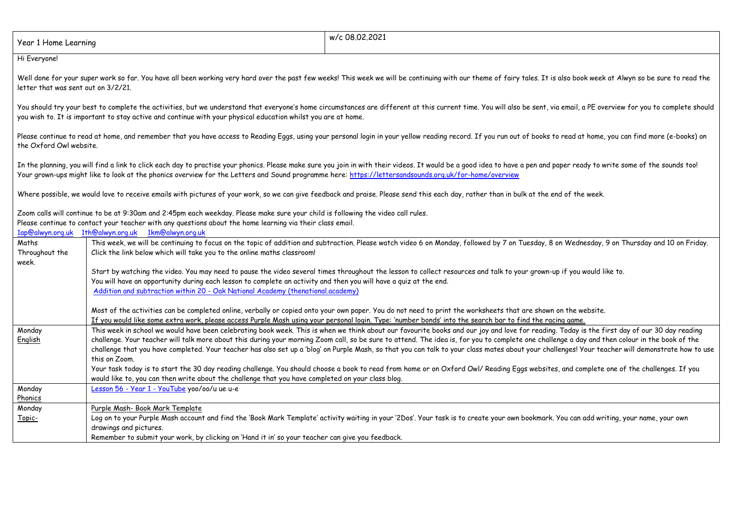| Year 1 Home Learning | w/c 08.02.2021 |
|---|---|

Hi Everyone!

Well done for your super work so far. You have all been working very hard over the past few weeks! This week we will be continuing with our theme of fairy tales. It is also book week at Alwyn so be sure to read the letter that was sent out on 3/2/21.

You should try your best to complete the activities, but we understand that everyone's home circumstances are different at this current time. You will also be sent, via email, a PE overview for you to complete should you wish to. It is important to stay active and continue with your physical education whilst you are at home.

Please continue to read at home, and remember that you have access to Reading Eggs, using your personal login in your yellow reading record. If you run out of books to read at home, you can find more (e-books) on the Oxford Owl website.

In the planning, you will find a link to click each day to practise your phonics. Please make sure you join in with their videos. It would be a good idea to have a pen and paper ready to write some of the sounds too! Your grown-ups might like to look at the phonics overview for the Letters and Sound programme here: https://lettersandsounds.org.uk/for-home/overview

Where possible, we would love to receive emails with pictures of your work, so we can give feedback and praise. Please send this each day, rather than in bulk at the end of the week.

Zoom calls will continue to be at 9:30am and 2:45pm each weekday. Please make sure your child is following the video call rules.
Please continue to contact your teacher with any questions about the home learning via their class email.
1ap@alwyn.org.uk 1th@alwyn.org.uk 1km@alwyn.org.uk

| | |
|---|---|
| Maths<br>Throughout the week. | This week, we will be continuing to focus on the topic of addition and subtraction. Please watch video 6 on Monday, followed by 7 on Tuesday, 8 on Wednesday, 9 on Thursday and 10 on Friday. Click the link below which will take you to the online maths classroom!<br><br>Start by watching the video. You may need to pause the video several times throughout the lesson to collect resources and talk to your grown-up if you would like to.<br>You will have an opportunity during each lesson to complete an activity and then you will have a quiz at the end.<br>Addition and subtraction within 20 - Oak National Academy (thenational.academy)<br><br>Most of the activities can be completed online, verbally or copied onto your own paper. You do not need to print the worksheets that are shown on the website.<br>If you would like some extra work, please access Purple Mash using your personal login. Type: 'number bonds' into the search bar to find the racing game. |
| Monday<br>English | This week in school we would have been celebrating book week. This is when we think about our favourite books and our joy and love for reading. Today is the first day of our 30 day reading challenge. Your teacher will talk more about this during your morning Zoom call, so be sure to attend. The idea is, for you to complete one challenge a day and then colour in the book of the challenge that you have completed. Your teacher has also set up a 'blog' on Purple Mash, so that you can talk to your class mates about your challenges! Your teacher will demonstrate how to use this on Zoom.<br>Your task today is to start the 30 day reading challenge. You should choose a book to read from home or on Oxford Owl/ Reading Eggs websites, and complete one of the challenges. If you would like to, you can then write about the challenge that you have completed on your class blog. |
| Monday<br>Phonics | Lesson 56 - Year 1 - YouTube yoo/oo/u ue u-e |
| Monday<br>Topic- | Purple Mash- Book Mark Template<br>Log on to your Purple Mash account and find the 'Book Mark Template' activity waiting in your '2Dos'. Your task is to create your own bookmark. You can add writing, your name, your own drawings and pictures.<br>Remember to submit your work, by clicking on 'Hand it in' so your teacher can give you feedback. |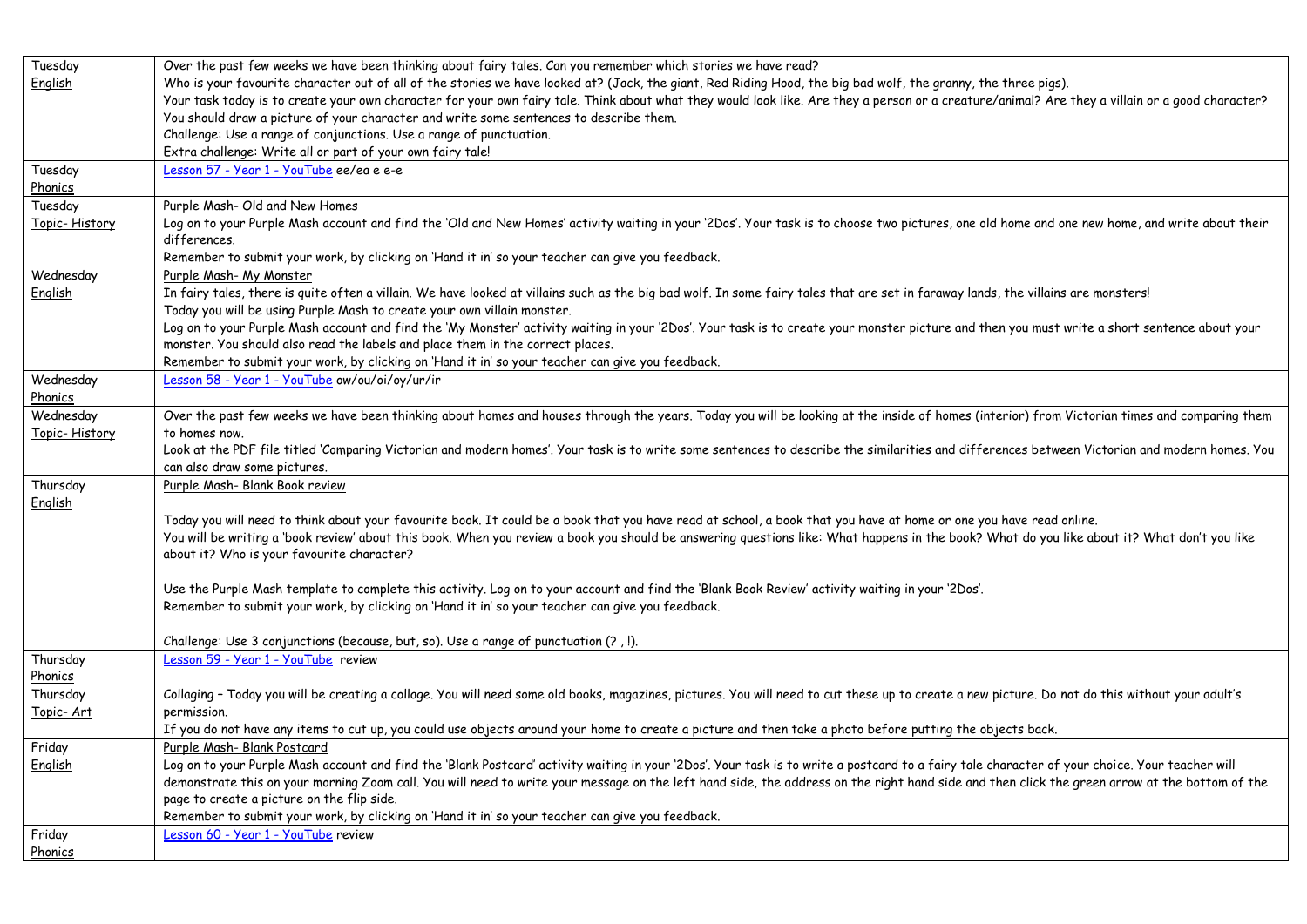| | |
|---|---|
| Tuesday<br>English | Over the past few weeks we have been thinking about fairy tales. Can you remember which stories we have read?<br>Who is your favourite character out of all of the stories we have looked at? (Jack, the giant, Red Riding Hood, the big bad wolf, the granny, the three pigs).<br>Your task today is to create your own character for your own fairy tale. Think about what they would look like. Are they a person or a creature/animal? Are they a villain or a good character?<br>You should draw a picture of your character and write some sentences to describe them.<br>Challenge: Use a range of conjunctions. Use a range of punctuation.<br>Extra challenge: Write all or part of your own fairy tale! |
| Tuesday<br>Phonics | Lesson 57 - Year 1 - YouTube ee/ea e e-e |
| Tuesday<br>Topic- History | Purple Mash- Old and New Homes<br>Log on to your Purple Mash account and find the 'Old and New Homes' activity waiting in your '2Dos'. Your task is to choose two pictures, one old home and one new home, and write about their differences.<br>Remember to submit your work, by clicking on 'Hand it in' so your teacher can give you feedback. |
| Wednesday<br>English | Purple Mash- My Monster<br>In fairy tales, there is quite often a villain. We have looked at villains such as the big bad wolf. In some fairy tales that are set in faraway lands, the villains are monsters!<br>Today you will be using Purple Mash to create your own villain monster.<br>Log on to your Purple Mash account and find the 'My Monster' activity waiting in your '2Dos'. Your task is to create your monster picture and then you must write a short sentence about your monster. You should also read the labels and place them in the correct places.<br>Remember to submit your work, by clicking on 'Hand it in' so your teacher can give you feedback. |
| Wednesday<br>Phonics | Lesson 58 - Year 1 - YouTube ow/ou/oi/oy/ur/ir |
| Wednesday<br>Topic- History | Over the past few weeks we have been thinking about homes and houses through the years. Today you will be looking at the inside of homes (interior) from Victorian times and comparing them to homes now.<br>Look at the PDF file titled 'Comparing Victorian and modern homes'. Your task is to write some sentences to describe the similarities and differences between Victorian and modern homes. You can also draw some pictures. |
| Thursday<br>English | Purple Mash- Blank Book review<br><br>Today you will need to think about your favourite book. It could be a book that you have read at school, a book that you have at home or one you have read online.<br>You will be writing a 'book review' about this book. When you review a book you should be answering questions like: What happens in the book? What do you like about it? What don't you like about it? Who is your favourite character?<br><br>Use the Purple Mash template to complete this activity. Log on to your account and find the 'Blank Book Review' activity waiting in your '2Dos'.<br>Remember to submit your work, by clicking on 'Hand it in' so your teacher can give you feedback.<br><br>Challenge: Use 3 conjunctions (because, but, so). Use a range of punctuation (? , !). |
| Thursday<br>Phonics | Lesson 59 - Year 1 - YouTube review |
| Thursday<br>Topic- Art | Collaging – Today you will be creating a collage. You will need some old books, magazines, pictures. You will need to cut these up to create a new picture. Do not do this without your adult's permission.<br>If you do not have any items to cut up, you could use objects around your home to create a picture and then take a photo before putting the objects back. |
| Friday<br>English | Purple Mash- Blank Postcard<br>Log on to your Purple Mash account and find the 'Blank Postcard' activity waiting in your '2Dos'. Your task is to write a postcard to a fairy tale character of your choice. Your teacher will demonstrate this on your morning Zoom call. You will need to write your message on the left hand side, the address on the right hand side and then click the green arrow at the bottom of the page to create a picture on the flip side.<br>Remember to submit your work, by clicking on 'Hand it in' so your teacher can give you feedback. |
| Friday<br>Phonics | Lesson 60 - Year 1 - YouTube review |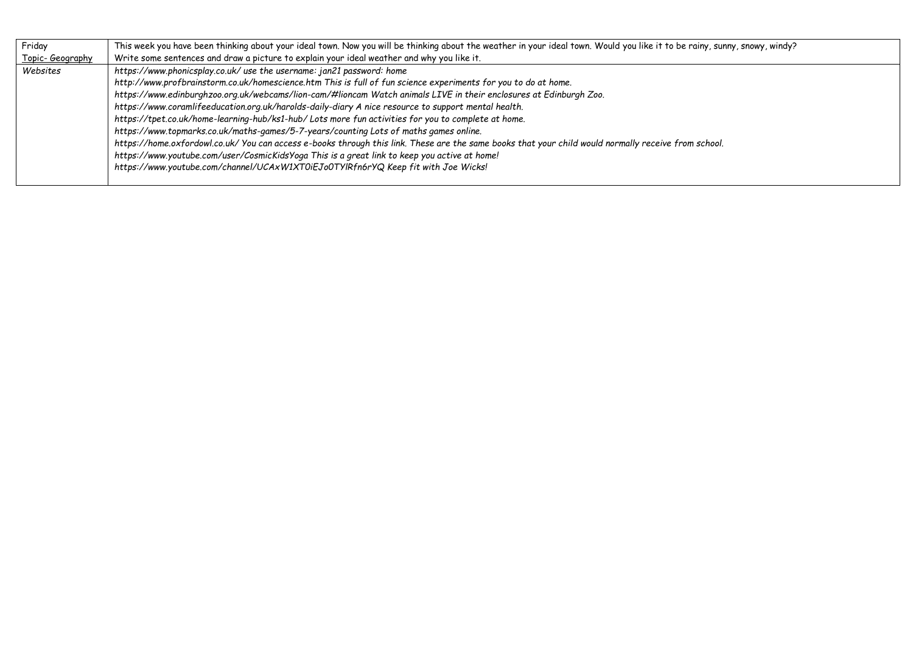| | |
|---|---|
| Friday<br><u>Topic- Geography</u> | This week you have been thinking about your ideal town. Now you will be thinking about the weather in your ideal town. Would you like it to be rainy, sunny, snowy, windy?<br>Write some sentences and draw a picture to explain your ideal weather and why you like it. |
| *Websites* | *https://www.phonicsplay.co.uk/ use the username: jan21 password: home*<br>*http://www.profbrainstorm.co.uk/homescience.htm This is full of fun science experiments for you to do at home.*<br>*https://www.edinburghzoo.org.uk/webcams/lion-cam/#lioncam Watch animals LIVE in their enclosures at Edinburgh Zoo.*<br>*https://www.coramlifeeducation.org.uk/harolds-daily-diary A nice resource to support mental health.*<br>*https://tpet.co.uk/home-learning-hub/ks1-hub/ Lots more fun activities for you to complete at home.*<br>*https://www.topmarks.co.uk/maths-games/5-7-years/counting Lots of maths games online.*<br>*https://home.oxfordowl.co.uk/ You can access e-books through this link. These are the same books that your child would normally receive from school.*<br>*https://www.youtube.com/user/CosmicKidsYoga This is a great link to keep you active at home!*<br>*https://www.youtube.com/channel/UCAxW1XT0iEJo0TYlRfn6rYQ Keep fit with Joe Wicks!* |